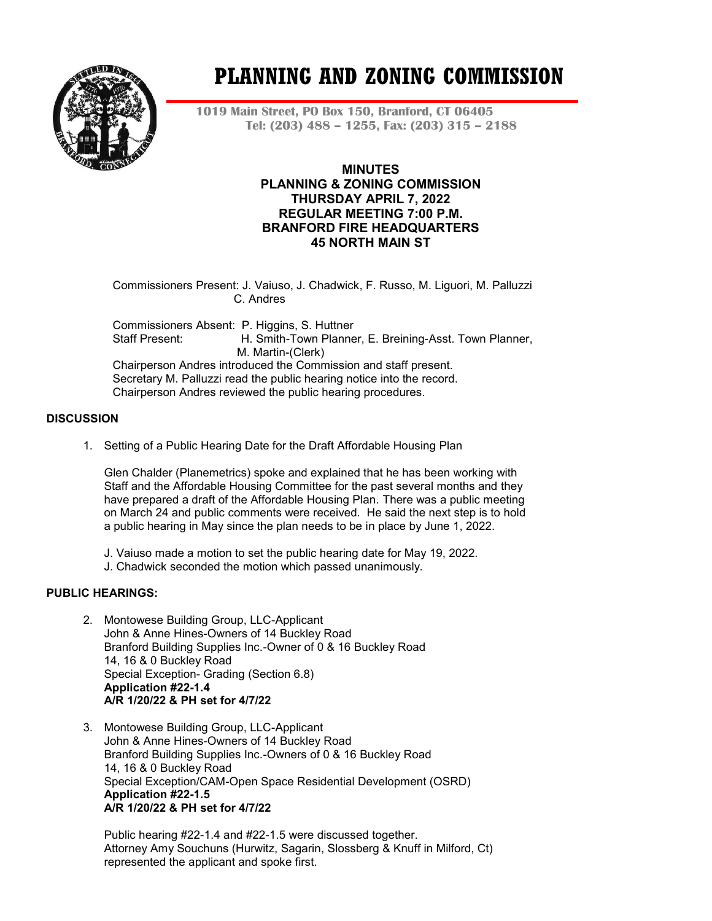# PLANNING AND ZONING COMMISSION

**1019 Main Street, PO Box 150, Branford, CT 06405**
**Tel: (203) 488 – 1255, Fax: (203) 315 – 2188**

**MINUTES**
**PLANNING & ZONING COMMISSION**
**THURSDAY APRIL 7, 2022**
**REGULAR MEETING 7:00 P.M.**
**BRANFORD FIRE HEADQUARTERS**
**45 NORTH MAIN ST**

Commissioners Present: J. Vaiuso, J. Chadwick, F. Russo, M. Liguori, M. Palluzzi C. Andres

Commissioners Absent: P. Higgins, S. Huttner
Staff Present: H. Smith-Town Planner, E. Breining-Asst. Town Planner, M. Martin-(Clerk)
Chairperson Andres introduced the Commission and staff present.
Secretary M. Palluzzi read the public hearing notice into the record.
Chairperson Andres reviewed the public hearing procedures.

## DISCUSSION

1. Setting of a Public Hearing Date for the Draft Affordable Housing Plan

   Glen Chalder (Planemetrics) spoke and explained that he has been working with Staff and the Affordable Housing Committee for the past several months and they have prepared a draft of the Affordable Housing Plan. There was a public meeting on March 24 and public comments were received. He said the next step is to hold a public hearing in May since the plan needs to be in place by June 1, 2022.

   J. Vaiuso made a motion to set the public hearing date for May 19, 2022.
   J. Chadwick seconded the motion which passed unanimously.

## PUBLIC HEARINGS:

2. Montowese Building Group, LLC-Applicant
   John & Anne Hines-Owners of 14 Buckley Road
   Branford Building Supplies Inc.-Owner of 0 & 16 Buckley Road
   14, 16 & 0 Buckley Road
   Special Exception- Grading (Section 6.8)
   **Application #22-1.4**
   **A/R 1/20/22 & PH set for 4/7/22**

3. Montowese Building Group, LLC-Applicant
   John & Anne Hines-Owners of 14 Buckley Road
   Branford Building Supplies Inc.-Owners of 0 & 16 Buckley Road
   14, 16 & 0 Buckley Road
   Special Exception/CAM-Open Space Residential Development (OSRD)
   **Application #22-1.5**
   **A/R 1/20/22 & PH set for 4/7/22**

   Public hearing #22-1.4 and #22-1.5 were discussed together.
   Attorney Amy Souchuns (Hurwitz, Sagarin, Slossberg & Knuff in Milford, Ct) represented the applicant and spoke first.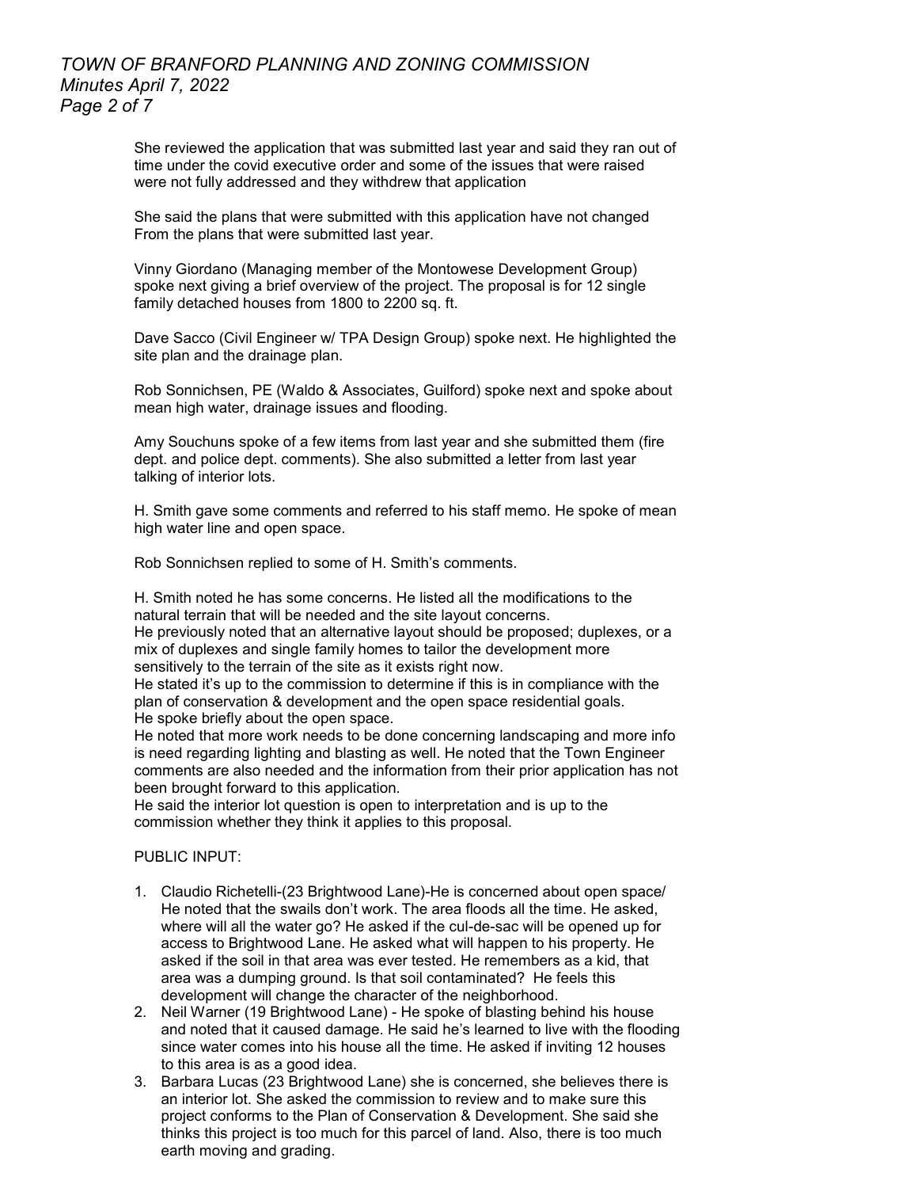She reviewed the application that was submitted last year and said they ran out of time under the covid executive order and some of the issues that were raised were not fully addressed and they withdrew that application

She said the plans that were submitted with this application have not changed From the plans that were submitted last year.

Vinny Giordano (Managing member of the Montowese Development Group) spoke next giving a brief overview of the project. The proposal is for 12 single family detached houses from 1800 to 2200 sq. ft.

Dave Sacco (Civil Engineer w/ TPA Design Group) spoke next. He highlighted the site plan and the drainage plan.

Rob Sonnichsen, PE (Waldo & Associates, Guilford) spoke next and spoke about mean high water, drainage issues and flooding.

Amy Souchuns spoke of a few items from last year and she submitted them (fire dept. and police dept. comments). She also submitted a letter from last year talking of interior lots.

H. Smith gave some comments and referred to his staff memo. He spoke of mean high water line and open space.

Rob Sonnichsen replied to some of H. Smith's comments.

H. Smith noted he has some concerns. He listed all the modifications to the natural terrain that will be needed and the site layout concerns.
He previously noted that an alternative layout should be proposed; duplexes, or a mix of duplexes and single family homes to tailor the development more sensitively to the terrain of the site as it exists right now.
He stated it's up to the commission to determine if this is in compliance with the plan of conservation & development and the open space residential goals.
He spoke briefly about the open space.
He noted that more work needs to be done concerning landscaping and more info is need regarding lighting and blasting as well. He noted that the Town Engineer comments are also needed and the information from their prior application has not been brought forward to this application.
He said the interior lot question is open to interpretation and is up to the commission whether they think it applies to this proposal.

PUBLIC INPUT:

1. Claudio Richetelli-(23 Brightwood Lane)-He is concerned about open space/ He noted that the swails don't work. The area floods all the time. He asked, where will all the water go? He asked if the cul-de-sac will be opened up for access to Brightwood Lane. He asked what will happen to his property. He asked if the soil in that area was ever tested. He remembers as a kid, that area was a dumping ground. Is that soil contaminated? He feels this development will change the character of the neighborhood.
2. Neil Warner (19 Brightwood Lane) - He spoke of blasting behind his house and noted that it caused damage. He said he's learned to live with the flooding since water comes into his house all the time. He asked if inviting 12 houses to this area is as a good idea.
3. Barbara Lucas (23 Brightwood Lane) she is concerned, she believes there is an interior lot. She asked the commission to review and to make sure this project conforms to the Plan of Conservation & Development. She said she thinks this project is too much for this parcel of land. Also, there is too much earth moving and grading.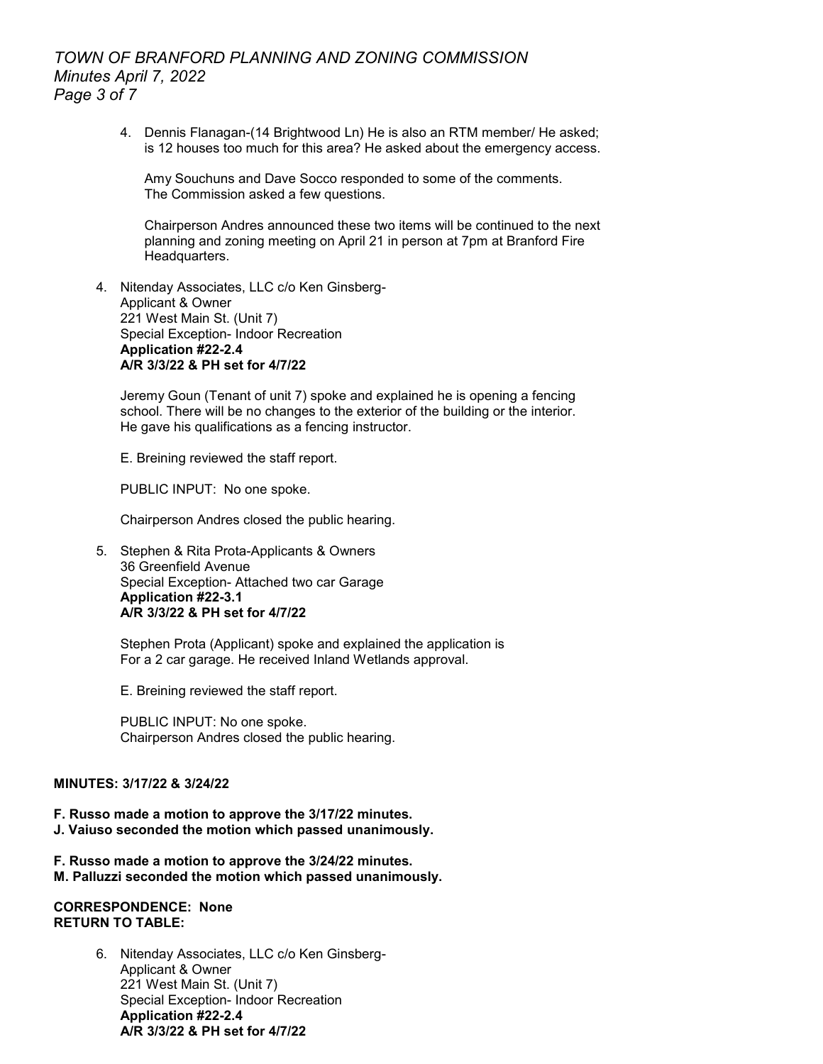4. Dennis Flanagan-(14 Brightwood Ln) He is also an RTM member/ He asked; is 12 houses too much for this area? He asked about the emergency access.

   Amy Souchuns and Dave Socco responded to some of the comments. The Commission asked a few questions.

   Chairperson Andres announced these two items will be continued to the next planning and zoning meeting on April 21 in person at 7pm at Branford Fire Headquarters.

4. Nitenday Associates, LLC c/o Ken Ginsberg-
   Applicant & Owner
   221 West Main St. (Unit 7)
   Special Exception- Indoor Recreation
   **Application #22-2.4**
   **A/R 3/3/22 & PH set for 4/7/22**

   Jeremy Goun (Tenant of unit 7) spoke and explained he is opening a fencing school. There will be no changes to the exterior of the building or the interior. He gave his qualifications as a fencing instructor.

   E. Breining reviewed the staff report.

   PUBLIC INPUT: No one spoke.

   Chairperson Andres closed the public hearing.

5. Stephen & Rita Prota-Applicants & Owners
   36 Greenfield Avenue
   Special Exception- Attached two car Garage
   **Application #22-3.1**
   **A/R 3/3/22 & PH set for 4/7/22**

   Stephen Prota (Applicant) spoke and explained the application is For a 2 car garage. He received Inland Wetlands approval.

   E. Breining reviewed the staff report.

   PUBLIC INPUT: No one spoke.
   Chairperson Andres closed the public hearing.

**MINUTES: 3/17/22 & 3/24/22**

**F. Russo made a motion to approve the 3/17/22 minutes.**
**J. Vaiuso seconded the motion which passed unanimously.**

**F. Russo made a motion to approve the 3/24/22 minutes.**
**M. Palluzzi seconded the motion which passed unanimously.**

**CORRESPONDENCE: None**
**RETURN TO TABLE:**

6. Nitenday Associates, LLC c/o Ken Ginsberg-
   Applicant & Owner
   221 West Main St. (Unit 7)
   Special Exception- Indoor Recreation
   **Application #22-2.4**
   **A/R 3/3/22 & PH set for 4/7/22**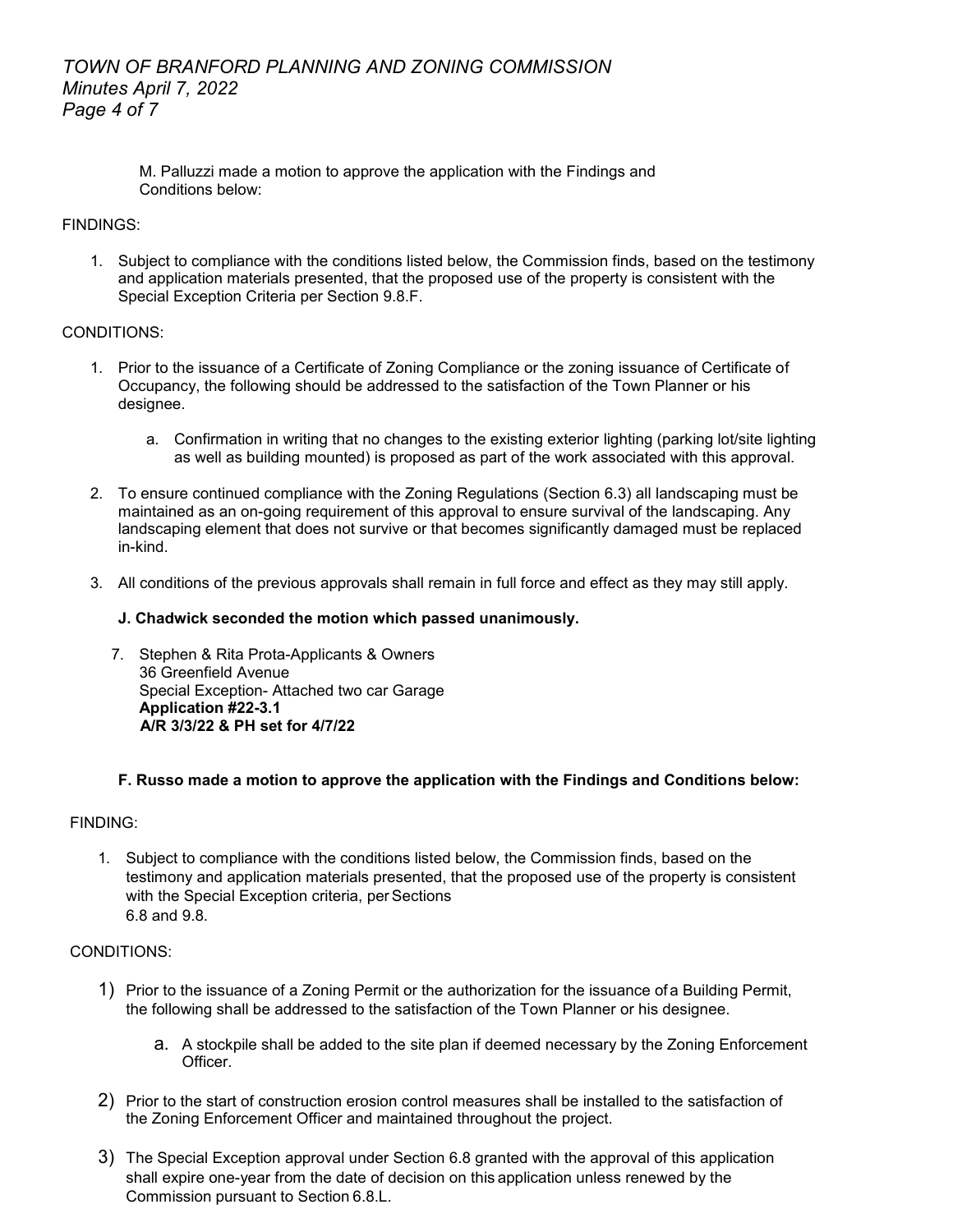M. Palluzzi made a motion to approve the application with the Findings and Conditions below:

FINDINGS:

1. Subject to compliance with the conditions listed below, the Commission finds, based on the testimony and application materials presented, that the proposed use of the property is consistent with the Special Exception Criteria per Section 9.8.F.

CONDITIONS:

1. Prior to the issuance of a Certificate of Zoning Compliance or the zoning issuance of Certificate of Occupancy, the following should be addressed to the satisfaction of the Town Planner or his designee.
   a. Confirmation in writing that no changes to the existing exterior lighting (parking lot/site lighting as well as building mounted) is proposed as part of the work associated with this approval.
2. To ensure continued compliance with the Zoning Regulations (Section 6.3) all landscaping must be maintained as an on-going requirement of this approval to ensure survival of the landscaping. Any landscaping element that does not survive or that becomes significantly damaged must be replaced in-kind.
3. All conditions of the previous approvals shall remain in full force and effect as they may still apply.

**J. Chadwick seconded the motion which passed unanimously.**

7. Stephen & Rita Prota-Applicants & Owners
   36 Greenfield Avenue
   Special Exception- Attached two car Garage
   **Application #22-3.1**
   **A/R 3/3/22 & PH set for 4/7/22**

**F. Russo made a motion to approve the application with the Findings and Conditions below:**

FINDING:

1. Subject to compliance with the conditions listed below, the Commission finds, based on the testimony and application materials presented, that the proposed use of the property is consistent with the Special Exception criteria, per Sections 6.8 and 9.8.

CONDITIONS:

1) Prior to the issuance of a Zoning Permit or the authorization for the issuance of a Building Permit, the following shall be addressed to the satisfaction of the Town Planner or his designee.
   a. A stockpile shall be added to the site plan if deemed necessary by the Zoning Enforcement Officer.
2) Prior to the start of construction erosion control measures shall be installed to the satisfaction of the Zoning Enforcement Officer and maintained throughout the project.
3) The Special Exception approval under Section 6.8 granted with the approval of this application shall expire one-year from the date of decision on this application unless renewed by the Commission pursuant to Section 6.8.L.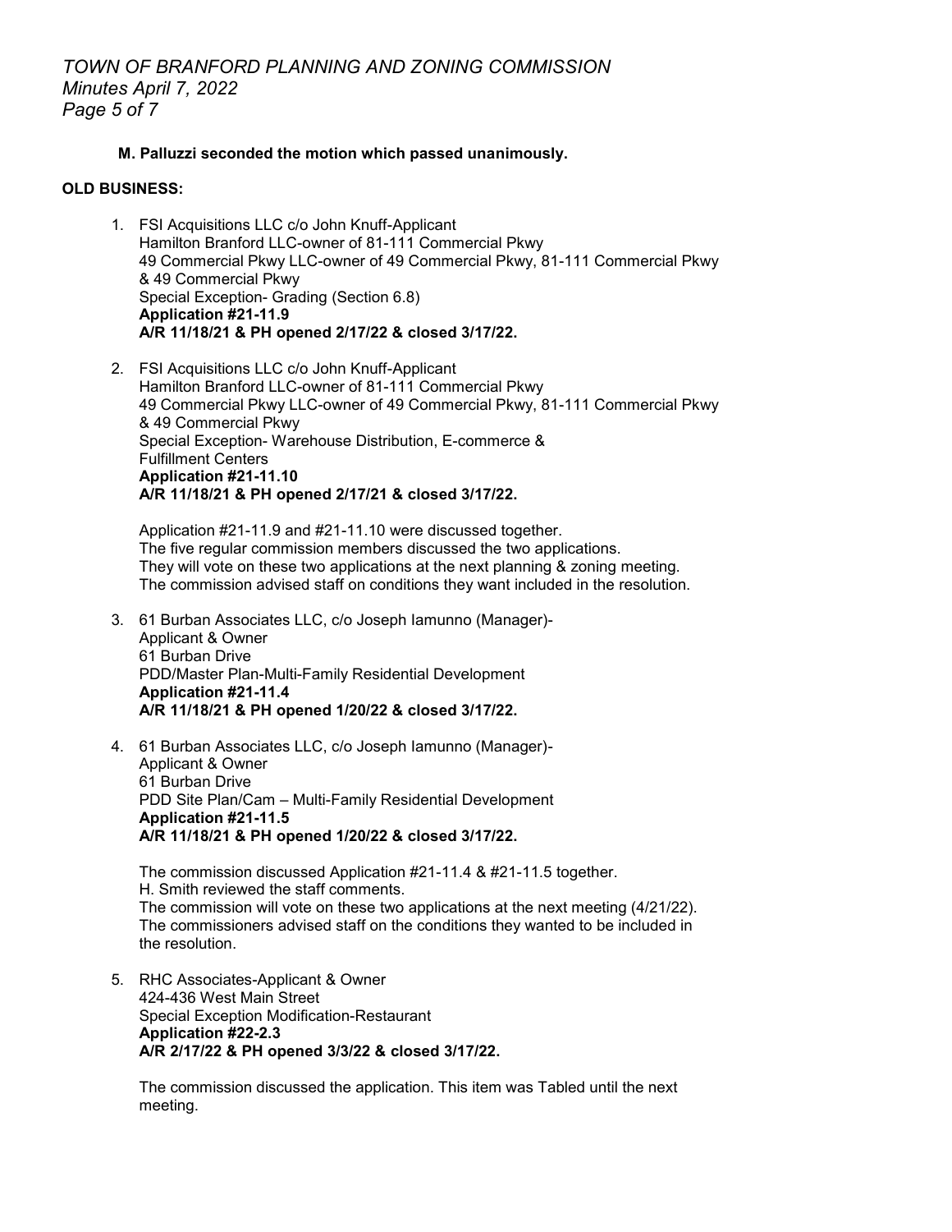**M. Palluzzi seconded the motion which passed unanimously.**

**OLD BUSINESS:**

1. FSI Acquisitions LLC c/o John Knuff-Applicant
   Hamilton Branford LLC-owner of 81-111 Commercial Pkwy
   49 Commercial Pkwy LLC-owner of 49 Commercial Pkwy, 81-111 Commercial Pkwy & 49 Commercial Pkwy
   Special Exception- Grading (Section 6.8)
   **Application #21-11.9**
   **A/R 11/18/21 & PH opened 2/17/22 & closed 3/17/22.**

2. FSI Acquisitions LLC c/o John Knuff-Applicant
   Hamilton Branford LLC-owner of 81-111 Commercial Pkwy
   49 Commercial Pkwy LLC-owner of 49 Commercial Pkwy, 81-111 Commercial Pkwy & 49 Commercial Pkwy
   Special Exception- Warehouse Distribution, E-commerce & Fulfillment Centers
   **Application #21-11.10**
   **A/R 11/18/21 & PH opened 2/17/21 & closed 3/17/22.**

   Application #21-11.9 and #21-11.10 were discussed together.
   The five regular commission members discussed the two applications.
   They will vote on these two applications at the next planning & zoning meeting.
   The commission advised staff on conditions they want included in the resolution.

3. 61 Burban Associates LLC, c/o Joseph Iamunno (Manager)-
   Applicant & Owner
   61 Burban Drive
   PDD/Master Plan-Multi-Family Residential Development
   **Application #21-11.4**
   **A/R 11/18/21 & PH opened 1/20/22 & closed 3/17/22.**

4. 61 Burban Associates LLC, c/o Joseph Iamunno (Manager)-
   Applicant & Owner
   61 Burban Drive
   PDD Site Plan/Cam – Multi-Family Residential Development
   **Application #21-11.5**
   **A/R 11/18/21 & PH opened 1/20/22 & closed 3/17/22.**

   The commission discussed Application #21-11.4 & #21-11.5 together.
   H. Smith reviewed the staff comments.
   The commission will vote on these two applications at the next meeting (4/21/22).
   The commissioners advised staff on the conditions they wanted to be included in the resolution.

5. RHC Associates-Applicant & Owner
   424-436 West Main Street
   Special Exception Modification-Restaurant
   **Application #22-2.3**
   **A/R 2/17/22 & PH opened 3/3/22 & closed 3/17/22.**

   The commission discussed the application. This item was Tabled until the next meeting.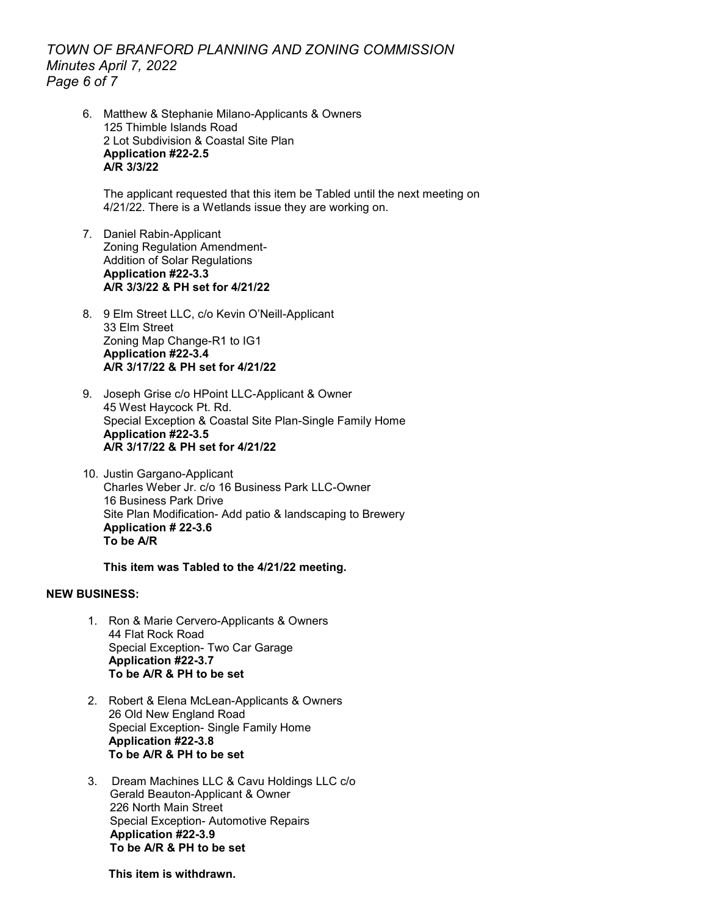6. Matthew & Stephanie Milano-Applicants & Owners
   125 Thimble Islands Road
   2 Lot Subdivision & Coastal Site Plan
   **Application #22-2.5**
   **A/R 3/3/22**

   The applicant requested that this item be Tabled until the next meeting on 4/21/22. There is a Wetlands issue they are working on.

7. Daniel Rabin-Applicant
   Zoning Regulation Amendment-
   Addition of Solar Regulations
   **Application #22-3.3**
   **A/R 3/3/22 & PH set for 4/21/22**

8. 9 Elm Street LLC, c/o Kevin O'Neill-Applicant
   33 Elm Street
   Zoning Map Change-R1 to IG1
   **Application #22-3.4**
   **A/R 3/17/22 & PH set for 4/21/22**

9. Joseph Grise c/o HPoint LLC-Applicant & Owner
   45 West Haycock Pt. Rd.
   Special Exception & Coastal Site Plan-Single Family Home
   **Application #22-3.5**
   **A/R 3/17/22 & PH set for 4/21/22**

10. Justin Gargano-Applicant
    Charles Weber Jr. c/o 16 Business Park LLC-Owner
    16 Business Park Drive
    Site Plan Modification- Add patio & landscaping to Brewery
    **Application # 22-3.6**
    **To be A/R**

    **This item was Tabled to the 4/21/22 meeting.**

**NEW BUSINESS:**

1. Ron & Marie Cervero-Applicants & Owners
   44 Flat Rock Road
   Special Exception- Two Car Garage
   **Application #22-3.7**
   **To be A/R & PH to be set**

2. Robert & Elena McLean-Applicants & Owners
   26 Old New England Road
   Special Exception- Single Family Home
   **Application #22-3.8**
   **To be A/R & PH to be set**

3. Dream Machines LLC & Cavu Holdings LLC c/o
   Gerald Beauton-Applicant & Owner
   226 North Main Street
   Special Exception- Automotive Repairs
   **Application #22-3.9**
   **To be A/R & PH to be set**

   **This item is withdrawn.**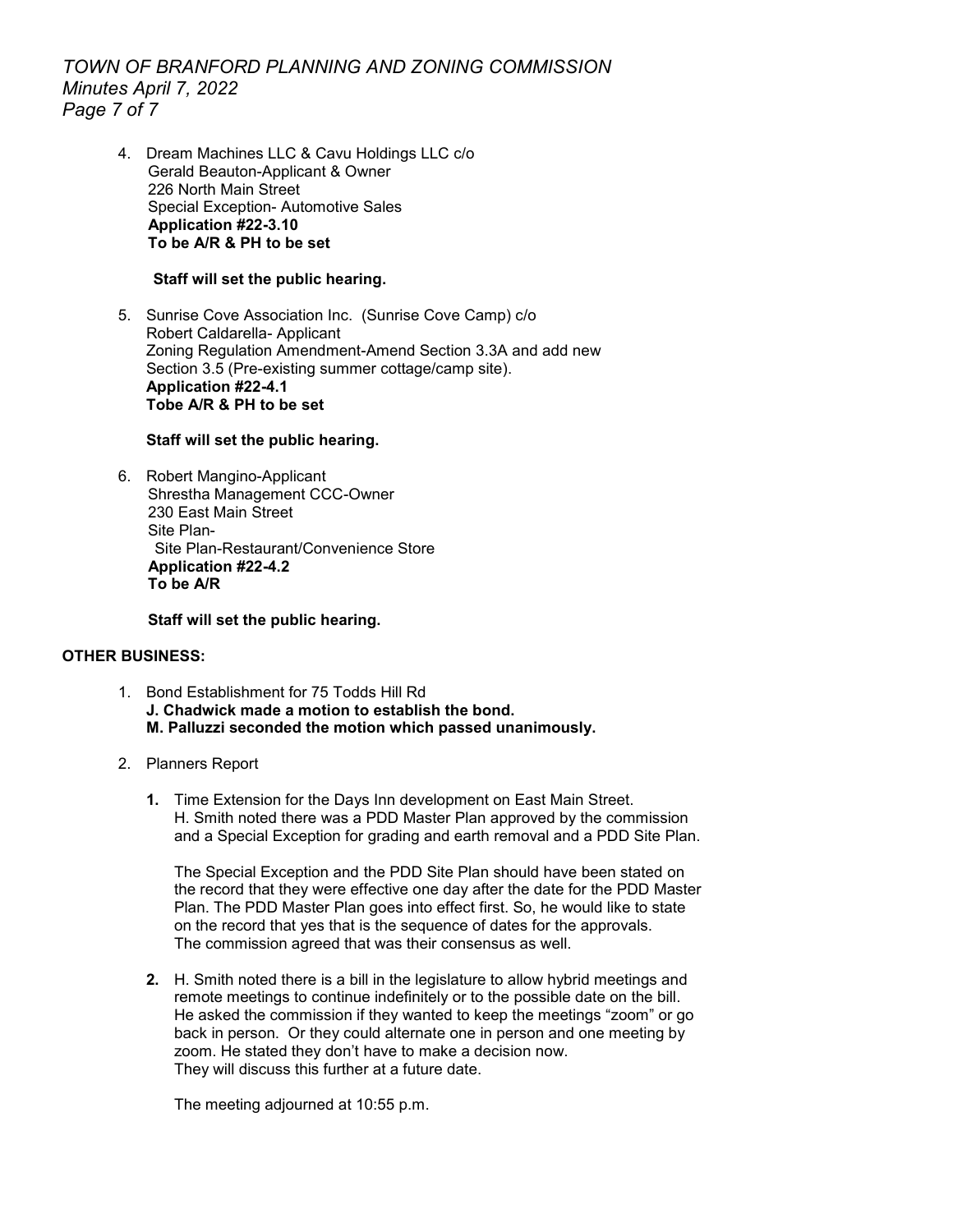4. Dream Machines LLC & Cavu Holdings LLC c/o
   Gerald Beauton-Applicant & Owner
   226 North Main Street
   Special Exception- Automotive Sales
   **Application #22-3.10**
   **To be A/R & PH to be set**

   **Staff will set the public hearing.**

5. Sunrise Cove Association Inc. (Sunrise Cove Camp) c/o
   Robert Caldarella- Applicant
   Zoning Regulation Amendment-Amend Section 3.3A and add new Section 3.5 (Pre-existing summer cottage/camp site).
   **Application #22-4.1**
   **Tobe A/R & PH to be set**

   **Staff will set the public hearing.**

6. Robert Mangino-Applicant
   Shrestha Management CCC-Owner
   230 East Main Street
   Site Plan-
   Site Plan-Restaurant/Convenience Store
   **Application #22-4.2**
   **To be A/R**

   **Staff will set the public hearing.**

**OTHER BUSINESS:**

1. Bond Establishment for 75 Todds Hill Rd
   **J. Chadwick made a motion to establish the bond.**
   **M. Palluzzi seconded the motion which passed unanimously.**

2. Planners Report

   **1.** Time Extension for the Days Inn development on East Main Street.
   H. Smith noted there was a PDD Master Plan approved by the commission and a Special Exception for grading and earth removal and a PDD Site Plan.

   The Special Exception and the PDD Site Plan should have been stated on the record that they were effective one day after the date for the PDD Master Plan. The PDD Master Plan goes into effect first. So, he would like to state on the record that yes that is the sequence of dates for the approvals. The commission agreed that was their consensus as well.

   **2.** H. Smith noted there is a bill in the legislature to allow hybrid meetings and remote meetings to continue indefinitely or to the possible date on the bill. He asked the commission if they wanted to keep the meetings "zoom" or go back in person. Or they could alternate one in person and one meeting by zoom. He stated they don't have to make a decision now.
   They will discuss this further at a future date.

   The meeting adjourned at 10:55 p.m.